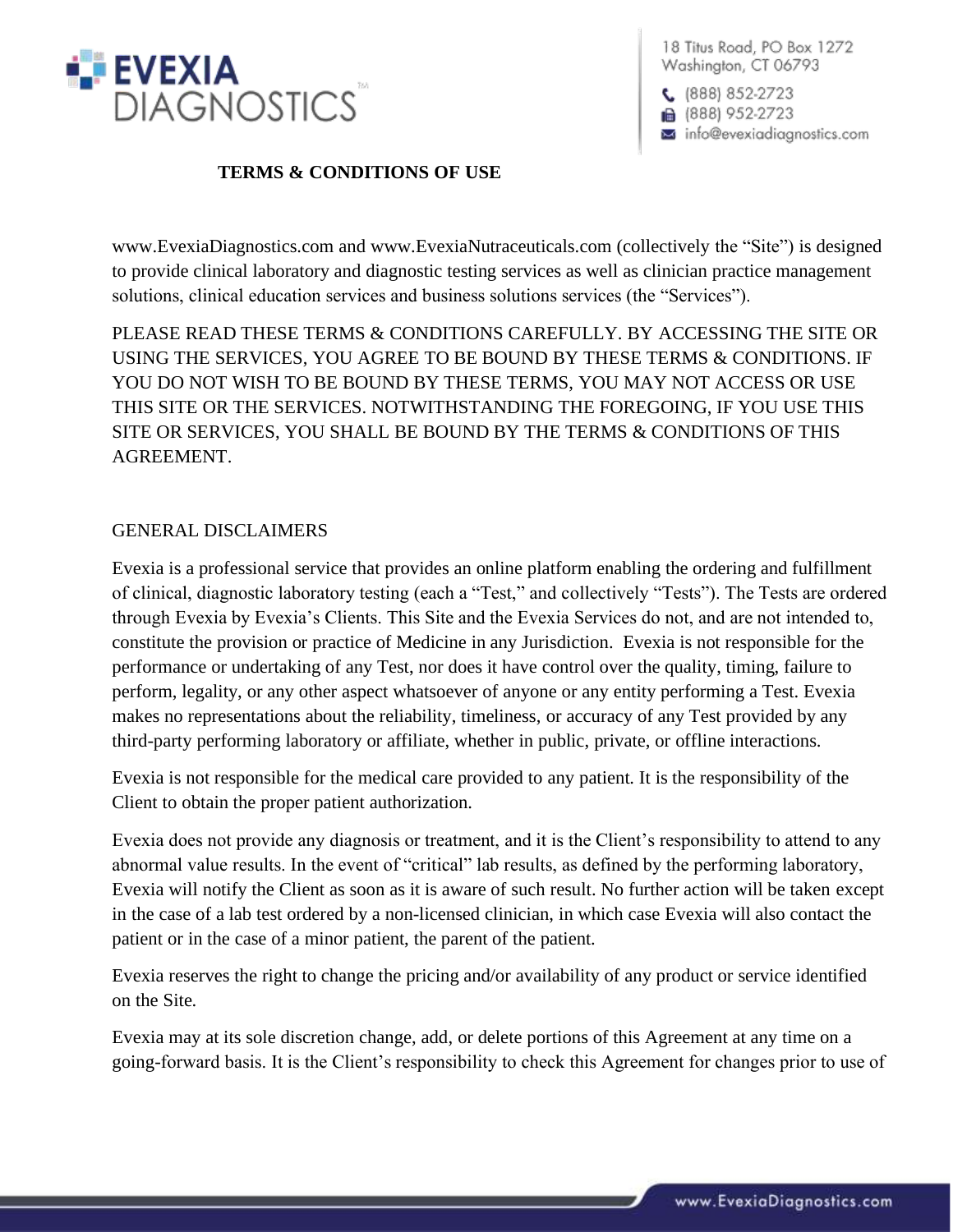# TERMS & CONDITIONS OF USE

www.EvexiaDiagnostics.com and www.EvexiaNutraceuticals.com (collectively the "Site") is designed to provide clinical laboratory and diagnostic testing services as well as clinician practice management solutions, clinical education services and business solutions services (the "Services").

PLEASE READ THESE TERMS & CONDITIONS CAREFULLY. BY ACCESSING THE SITE OR USING THE SERVICES, YOU AGREE TO BE BOUND BY THESE TERMS & CONDITIONS. IF YOU DO NOT WISH TO BE BOUND BY THESE TERMS, YOU MAY NOT ACCESS OR USE THIS SITE OR THE SERVICES. NOTWITHSTANDING THE FOREGOING, IF YOU USE THIS SITE OR SERVICES, YOU SHALL BE BOUND BY THE TERMS & CONDITIONS OF THIS AGREEMENT.

## GENERAL DISCLAIMERS

Evexia is a professional service that provides an online platform enabling the ordering and fulfillment of clinical, diagnostic laboratory testing (each a "Test," and collectively "Tests"). The Tests are ordered through Evexia by Evexia's Clients. This Site and the Evexia Services do not, and are not intended to, constitute the provision or practice of Medicine in any Jurisdiction. Evexia is not responsible for the performance or undertaking of any Test, nor does it have control over the quality, timing, failure to perform, legality, or any other aspect whatsoever of anyone or any entity performing a Test. Evexia makes no representations about the reliability, timeliness, or accuracy of any Test provided by any third-party performing laboratory or affiliate, whether in public, private, or offline interactions.

Evexia is not responsible for the medical care provided to any patient. It is the responsibility of the Client to obtain the proper patient authorization.

Evexia does not provide any diagnosis or treatment, and it is the Client's responsibility to attend to any abnormal value results. In the event of "critical" lab results, as defined by the performing laboratory, Evexia will notify the Client as soon as it is aware of such result. No further action will be taken except in the case of a lab test ordered by a non-licensed clinician, in which case Evexia will also contact the patient or in the case of a minor patient, the parent of the patient.

Evexia reserves the right to change the pricing and/or availability of any product or service identified on the Site.

Evexia may at its sole discretion change, add, or delete portions of this Agreement at any time on a going-forward basis. It is the Client's responsibility to check this Agreement for changes prior to use of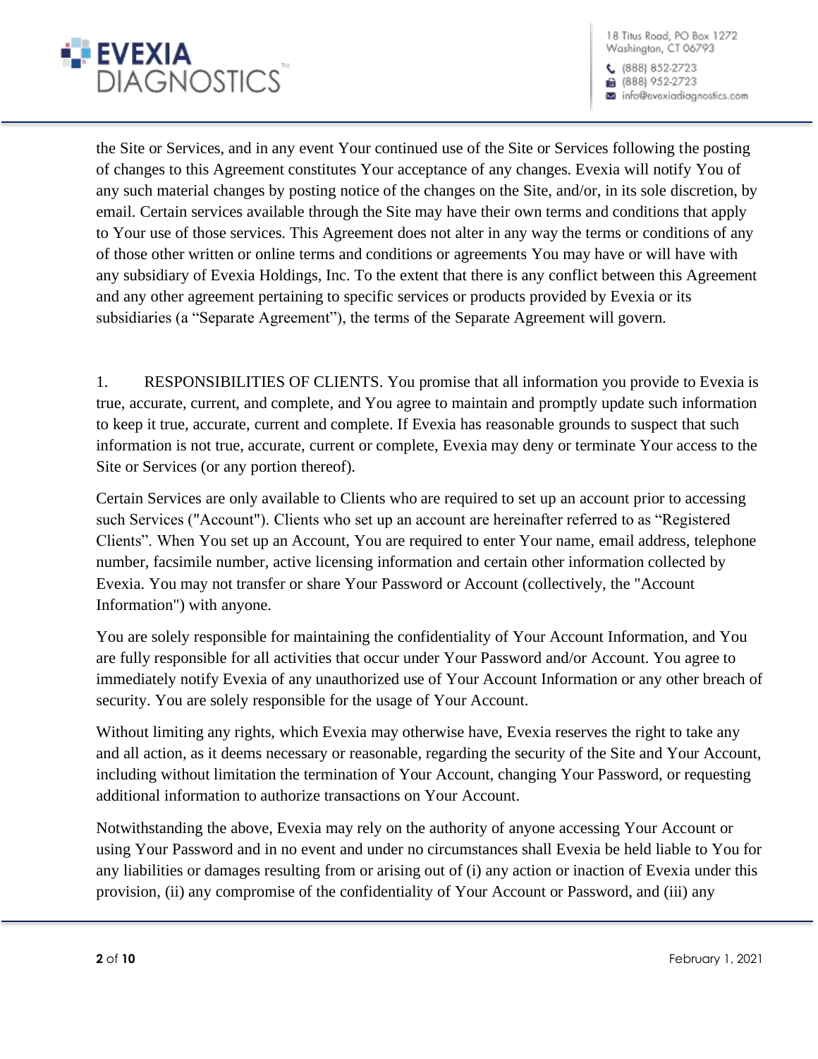the Site or Services, and in any event Your continued use of the Site or Services following the posting of changes to this Agreement constitutes Your acceptance of any changes. Evexia will notify You of any such material changes by posting notice of the changes on the Site, and/or, in its sole discretion, by email. Certain services available through the Site may have their own terms and conditions that apply to Your use of those services. This Agreement does not alter in any way the terms or conditions of any of those other written or online terms and conditions or agreements You may have or will have with any subsidiary of Evexia Holdings, Inc. To the extent that there is any conflict between this Agreement and any other agreement pertaining to specific services or products provided by Evexia or its subsidiaries (a "Separate Agreement"), the terms of the Separate Agreement will govern.

1. RESPONSIBILITIES OF CLIENTS. You promise that all information you provide to Evexia is true, accurate, current, and complete, and You agree to maintain and promptly update such information to keep it true, accurate, current and complete. If Evexia has reasonable grounds to suspect that such information is not true, accurate, current or complete, Evexia may deny or terminate Your access to the Site or Services (or any portion thereof).

Certain Services are only available to Clients who are required to set up an account prior to accessing such Services ("Account"). Clients who set up an account are hereinafter referred to as "Registered Clients". When You set up an Account, You are required to enter Your name, email address, telephone number, facsimile number, active licensing information and certain other information collected by Evexia. You may not transfer or share Your Password or Account (collectively, the "Account Information") with anyone.

You are solely responsible for maintaining the confidentiality of Your Account Information, and You are fully responsible for all activities that occur under Your Password and/or Account. You agree to immediately notify Evexia of any unauthorized use of Your Account Information or any other breach of security. You are solely responsible for the usage of Your Account.

Without limiting any rights, which Evexia may otherwise have, Evexia reserves the right to take any and all action, as it deems necessary or reasonable, regarding the security of the Site and Your Account, including without limitation the termination of Your Account, changing Your Password, or requesting additional information to authorize transactions on Your Account.

Notwithstanding the above, Evexia may rely on the authority of anyone accessing Your Account or using Your Password and in no event and under no circumstances shall Evexia be held liable to You for any liabilities or damages resulting from or arising out of (i) any action or inaction of Evexia under this provision, (ii) any compromise of the confidentiality of Your Account or Password, and (iii) any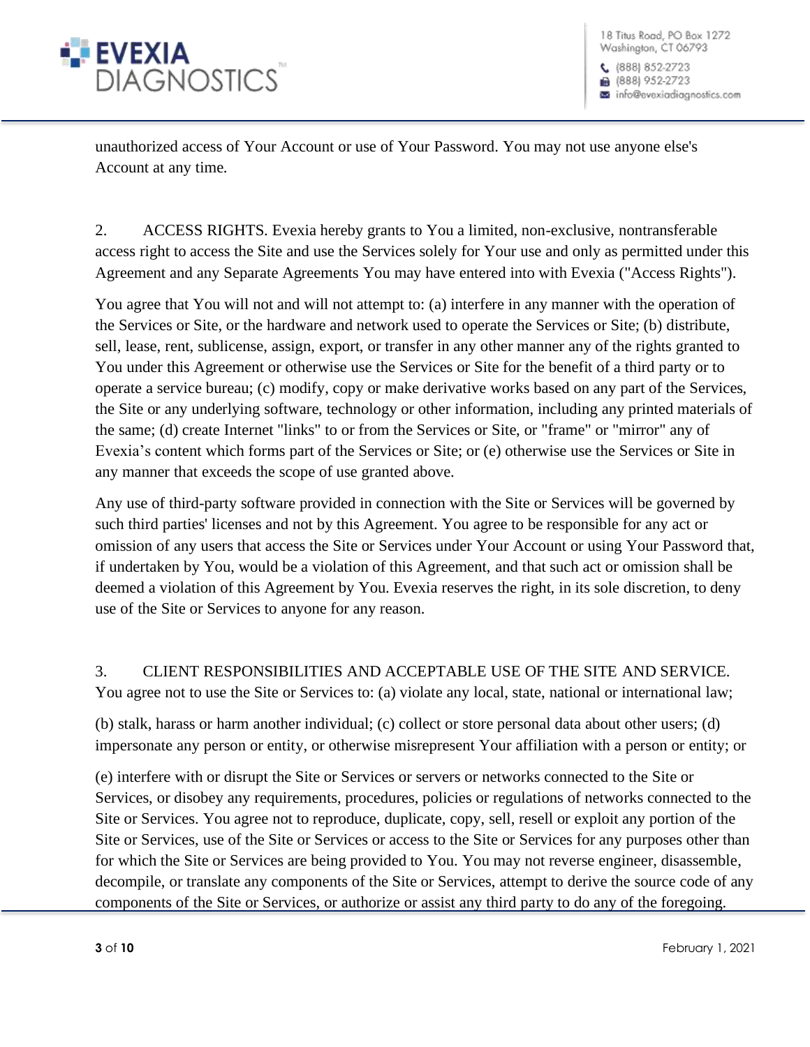unauthorized access of Your Account or use of Your Password. You may not use anyone else's Account at any time.

2. ACCESS RIGHTS. Evexia hereby grants to You a limited, non-exclusive, nontransferable access right to access the Site and use the Services solely for Your use and only as permitted under this Agreement and any Separate Agreements You may have entered into with Evexia ("Access Rights").

You agree that You will not and will not attempt to: (a) interfere in any manner with the operation of the Services or Site, or the hardware and network used to operate the Services or Site; (b) distribute, sell, lease, rent, sublicense, assign, export, or transfer in any other manner any of the rights granted to You under this Agreement or otherwise use the Services or Site for the benefit of a third party or to operate a service bureau; (c) modify, copy or make derivative works based on any part of the Services, the Site or any underlying software, technology or other information, including any printed materials of the same; (d) create Internet "links" to or from the Services or Site, or "frame" or "mirror" any of Evexia's content which forms part of the Services or Site; or (e) otherwise use the Services or Site in any manner that exceeds the scope of use granted above.

Any use of third-party software provided in connection with the Site or Services will be governed by such third parties' licenses and not by this Agreement. You agree to be responsible for any act or omission of any users that access the Site or Services under Your Account or using Your Password that, if undertaken by You, would be a violation of this Agreement, and that such act or omission shall be deemed a violation of this Agreement by You. Evexia reserves the right, in its sole discretion, to deny use of the Site or Services to anyone for any reason.

3. CLIENT RESPONSIBILITIES AND ACCEPTABLE USE OF THE SITE AND SERVICE. You agree not to use the Site or Services to: (a) violate any local, state, national or international law;

(b) stalk, harass or harm another individual; (c) collect or store personal data about other users; (d) impersonate any person or entity, or otherwise misrepresent Your affiliation with a person or entity; or

(e) interfere with or disrupt the Site or Services or servers or networks connected to the Site or Services, or disobey any requirements, procedures, policies or regulations of networks connected to the Site or Services. You agree not to reproduce, duplicate, copy, sell, resell or exploit any portion of the Site or Services, use of the Site or Services or access to the Site or Services for any purposes other than for which the Site or Services are being provided to You. You may not reverse engineer, disassemble, decompile, or translate any components of the Site or Services, attempt to derive the source code of any components of the Site or Services, or authorize or assist any third party to do any of the foregoing.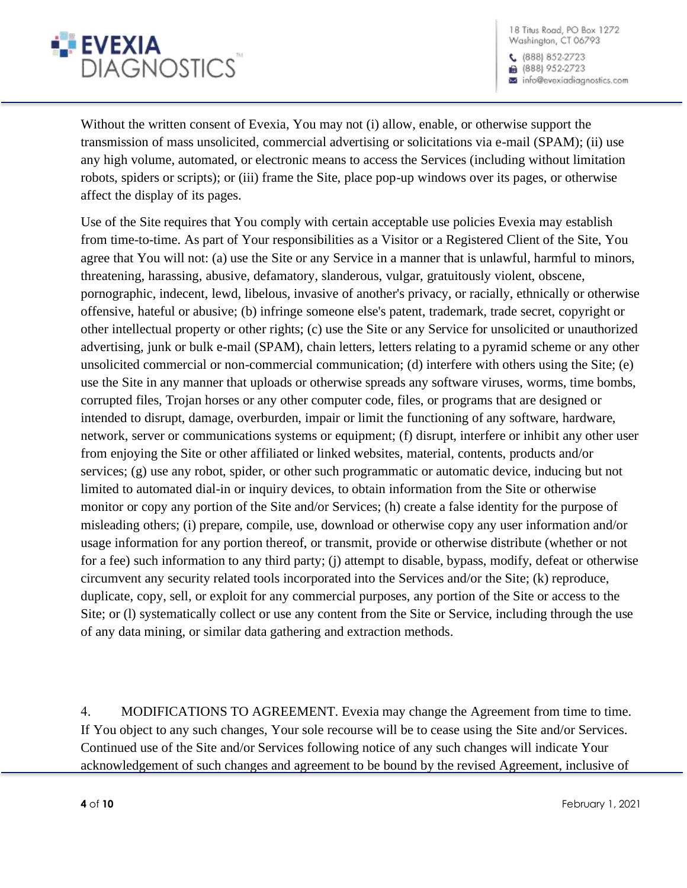Without the written consent of Evexia, You may not (i) allow, enable, or otherwise support the transmission of mass unsolicited, commercial advertising or solicitations via e-mail (SPAM); (ii) use any high volume, automated, or electronic means to access the Services (including without limitation robots, spiders or scripts); or (iii) frame the Site, place pop-up windows over its pages, or otherwise affect the display of its pages.

Use of the Site requires that You comply with certain acceptable use policies Evexia may establish from time-to-time. As part of Your responsibilities as a Visitor or a Registered Client of the Site, You agree that You will not: (a) use the Site or any Service in a manner that is unlawful, harmful to minors, threatening, harassing, abusive, defamatory, slanderous, vulgar, gratuitously violent, obscene, pornographic, indecent, lewd, libelous, invasive of another's privacy, or racially, ethnically or otherwise offensive, hateful or abusive; (b) infringe someone else's patent, trademark, trade secret, copyright or other intellectual property or other rights; (c) use the Site or any Service for unsolicited or unauthorized advertising, junk or bulk e-mail (SPAM), chain letters, letters relating to a pyramid scheme or any other unsolicited commercial or non-commercial communication; (d) interfere with others using the Site; (e) use the Site in any manner that uploads or otherwise spreads any software viruses, worms, time bombs, corrupted files, Trojan horses or any other computer code, files, or programs that are designed or intended to disrupt, damage, overburden, impair or limit the functioning of any software, hardware, network, server or communications systems or equipment; (f) disrupt, interfere or inhibit any other user from enjoying the Site or other affiliated or linked websites, material, contents, products and/or services; (g) use any robot, spider, or other such programmatic or automatic device, inducing but not limited to automated dial-in or inquiry devices, to obtain information from the Site or otherwise monitor or copy any portion of the Site and/or Services; (h) create a false identity for the purpose of misleading others; (i) prepare, compile, use, download or otherwise copy any user information and/or usage information for any portion thereof, or transmit, provide or otherwise distribute (whether or not for a fee) such information to any third party; (j) attempt to disable, bypass, modify, defeat or otherwise circumvent any security related tools incorporated into the Services and/or the Site; (k) reproduce, duplicate, copy, sell, or exploit for any commercial purposes, any portion of the Site or access to the Site; or (l) systematically collect or use any content from the Site or Service, including through the use of any data mining, or similar data gathering and extraction methods.

4. MODIFICATIONS TO AGREEMENT. Evexia may change the Agreement from time to time. If You object to any such changes, Your sole recourse will be to cease using the Site and/or Services. Continued use of the Site and/or Services following notice of any such changes will indicate Your acknowledgement of such changes and agreement to be bound by the revised Agreement, inclusive of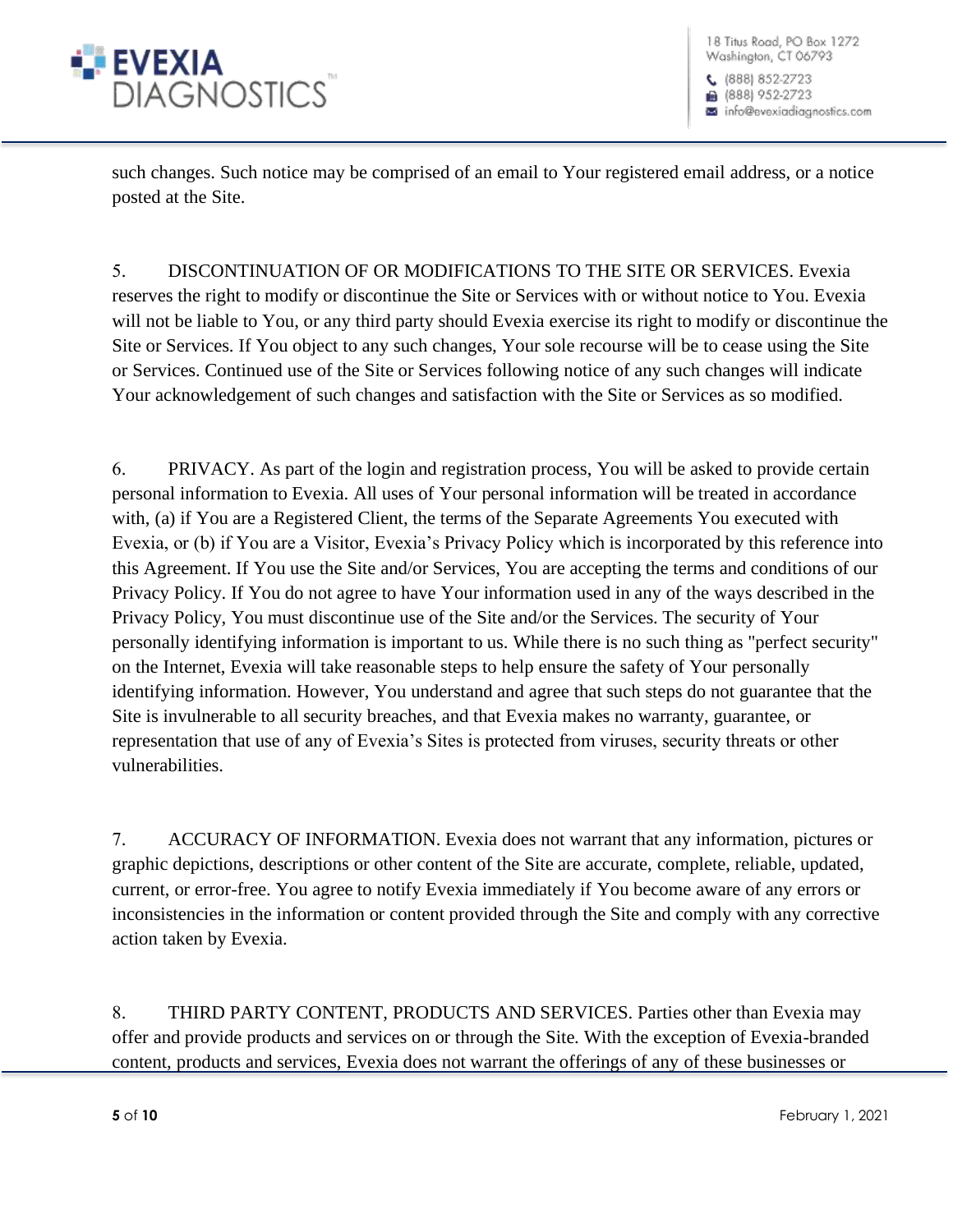such changes. Such notice may be comprised of an email to Your registered email address, or a notice posted at the Site.

5. DISCONTINUATION OF OR MODIFICATIONS TO THE SITE OR SERVICES. Evexia reserves the right to modify or discontinue the Site or Services with or without notice to You. Evexia will not be liable to You, or any third party should Evexia exercise its right to modify or discontinue the Site or Services. If You object to any such changes, Your sole recourse will be to cease using the Site or Services. Continued use of the Site or Services following notice of any such changes will indicate Your acknowledgement of such changes and satisfaction with the Site or Services as so modified.

6. PRIVACY. As part of the login and registration process, You will be asked to provide certain personal information to Evexia. All uses of Your personal information will be treated in accordance with, (a) if You are a Registered Client, the terms of the Separate Agreements You executed with Evexia, or (b) if You are a Visitor, Evexia's Privacy Policy which is incorporated by this reference into this Agreement. If You use the Site and/or Services, You are accepting the terms and conditions of our Privacy Policy. If You do not agree to have Your information used in any of the ways described in the Privacy Policy, You must discontinue use of the Site and/or the Services. The security of Your personally identifying information is important to us. While there is no such thing as "perfect security" on the Internet, Evexia will take reasonable steps to help ensure the safety of Your personally identifying information. However, You understand and agree that such steps do not guarantee that the Site is invulnerable to all security breaches, and that Evexia makes no warranty, guarantee, or representation that use of any of Evexia's Sites is protected from viruses, security threats or other vulnerabilities.

7. ACCURACY OF INFORMATION. Evexia does not warrant that any information, pictures or graphic depictions, descriptions or other content of the Site are accurate, complete, reliable, updated, current, or error-free. You agree to notify Evexia immediately if You become aware of any errors or inconsistencies in the information or content provided through the Site and comply with any corrective action taken by Evexia.

8. THIRD PARTY CONTENT, PRODUCTS AND SERVICES. Parties other than Evexia may offer and provide products and services on or through the Site. With the exception of Evexia-branded content, products and services, Evexia does not warrant the offerings of any of these businesses or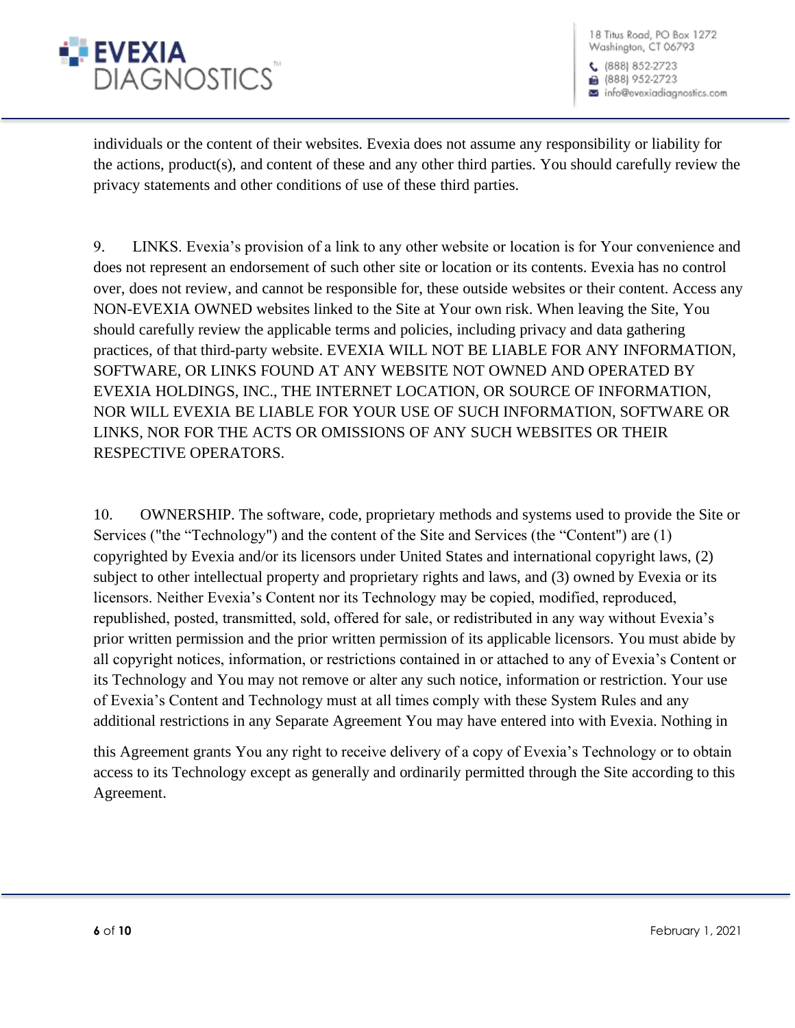individuals or the content of their websites. Evexia does not assume any responsibility or liability for the actions, product(s), and content of these and any other third parties. You should carefully review the privacy statements and other conditions of use of these third parties.

9. LINKS. Evexia's provision of a link to any other website or location is for Your convenience and does not represent an endorsement of such other site or location or its contents. Evexia has no control over, does not review, and cannot be responsible for, these outside websites or their content. Access any NON-EVEXIA OWNED websites linked to the Site at Your own risk. When leaving the Site, You should carefully review the applicable terms and policies, including privacy and data gathering practices, of that third-party website. EVEXIA WILL NOT BE LIABLE FOR ANY INFORMATION, SOFTWARE, OR LINKS FOUND AT ANY WEBSITE NOT OWNED AND OPERATED BY EVEXIA HOLDINGS, INC., THE INTERNET LOCATION, OR SOURCE OF INFORMATION, NOR WILL EVEXIA BE LIABLE FOR YOUR USE OF SUCH INFORMATION, SOFTWARE OR LINKS, NOR FOR THE ACTS OR OMISSIONS OF ANY SUCH WEBSITES OR THEIR RESPECTIVE OPERATORS.

10. OWNERSHIP. The software, code, proprietary methods and systems used to provide the Site or Services ("the "Technology") and the content of the Site and Services (the "Content") are (1) copyrighted by Evexia and/or its licensors under United States and international copyright laws, (2) subject to other intellectual property and proprietary rights and laws, and (3) owned by Evexia or its licensors. Neither Evexia's Content nor its Technology may be copied, modified, reproduced, republished, posted, transmitted, sold, offered for sale, or redistributed in any way without Evexia's prior written permission and the prior written permission of its applicable licensors. You must abide by all copyright notices, information, or restrictions contained in or attached to any of Evexia's Content or its Technology and You may not remove or alter any such notice, information or restriction. Your use of Evexia's Content and Technology must at all times comply with these System Rules and any additional restrictions in any Separate Agreement You may have entered into with Evexia. Nothing in this Agreement grants You any right to receive delivery of a copy of Evexia's Technology or to obtain access to its Technology except as generally and ordinarily permitted through the Site according to this Agreement.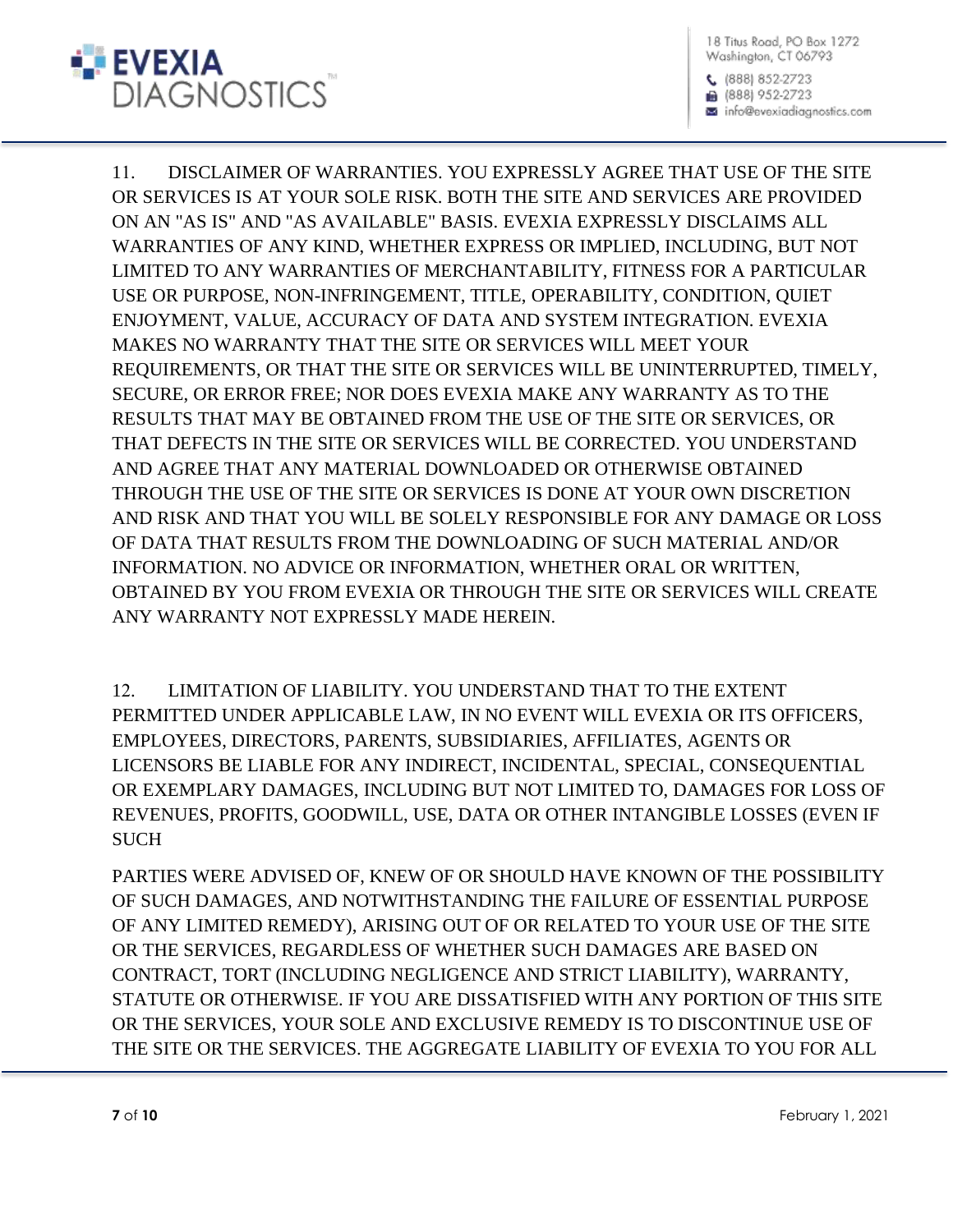11. DISCLAIMER OF WARRANTIES. YOU EXPRESSLY AGREE THAT USE OF THE SITE OR SERVICES IS AT YOUR SOLE RISK. BOTH THE SITE AND SERVICES ARE PROVIDED ON AN "AS IS" AND "AS AVAILABLE" BASIS. EVEXIA EXPRESSLY DISCLAIMS ALL WARRANTIES OF ANY KIND, WHETHER EXPRESS OR IMPLIED, INCLUDING, BUT NOT LIMITED TO ANY WARRANTIES OF MERCHANTABILITY, FITNESS FOR A PARTICULAR USE OR PURPOSE, NON-INFRINGEMENT, TITLE, OPERABILITY, CONDITION, QUIET ENJOYMENT, VALUE, ACCURACY OF DATA AND SYSTEM INTEGRATION. EVEXIA MAKES NO WARRANTY THAT THE SITE OR SERVICES WILL MEET YOUR REQUIREMENTS, OR THAT THE SITE OR SERVICES WILL BE UNINTERRUPTED, TIMELY, SECURE, OR ERROR FREE; NOR DOES EVEXIA MAKE ANY WARRANTY AS TO THE RESULTS THAT MAY BE OBTAINED FROM THE USE OF THE SITE OR SERVICES, OR THAT DEFECTS IN THE SITE OR SERVICES WILL BE CORRECTED. YOU UNDERSTAND AND AGREE THAT ANY MATERIAL DOWNLOADED OR OTHERWISE OBTAINED THROUGH THE USE OF THE SITE OR SERVICES IS DONE AT YOUR OWN DISCRETION AND RISK AND THAT YOU WILL BE SOLELY RESPONSIBLE FOR ANY DAMAGE OR LOSS OF DATA THAT RESULTS FROM THE DOWNLOADING OF SUCH MATERIAL AND/OR INFORMATION. NO ADVICE OR INFORMATION, WHETHER ORAL OR WRITTEN, OBTAINED BY YOU FROM EVEXIA OR THROUGH THE SITE OR SERVICES WILL CREATE ANY WARRANTY NOT EXPRESSLY MADE HEREIN.

12. LIMITATION OF LIABILITY. YOU UNDERSTAND THAT TO THE EXTENT PERMITTED UNDER APPLICABLE LAW, IN NO EVENT WILL EVEXIA OR ITS OFFICERS, EMPLOYEES, DIRECTORS, PARENTS, SUBSIDIARIES, AFFILIATES, AGENTS OR LICENSORS BE LIABLE FOR ANY INDIRECT, INCIDENTAL, SPECIAL, CONSEQUENTIAL OR EXEMPLARY DAMAGES, INCLUDING BUT NOT LIMITED TO, DAMAGES FOR LOSS OF REVENUES, PROFITS, GOODWILL, USE, DATA OR OTHER INTANGIBLE LOSSES (EVEN IF SUCH PARTIES WERE ADVISED OF, KNEW OF OR SHOULD HAVE KNOWN OF THE POSSIBILITY OF SUCH DAMAGES, AND NOTWITHSTANDING THE FAILURE OF ESSENTIAL PURPOSE OF ANY LIMITED REMEDY), ARISING OUT OF OR RELATED TO YOUR USE OF THE SITE OR THE SERVICES, REGARDLESS OF WHETHER SUCH DAMAGES ARE BASED ON CONTRACT, TORT (INCLUDING NEGLIGENCE AND STRICT LIABILITY), WARRANTY, STATUTE OR OTHERWISE. IF YOU ARE DISSATISFIED WITH ANY PORTION OF THIS SITE OR THE SERVICES, YOUR SOLE AND EXCLUSIVE REMEDY IS TO DISCONTINUE USE OF THE SITE OR THE SERVICES. THE AGGREGATE LIABILITY OF EVEXIA TO YOU FOR ALL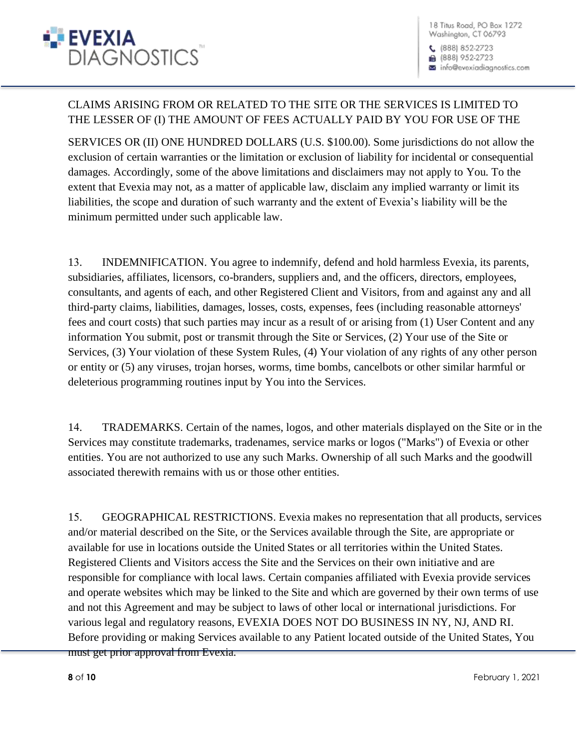CLAIMS ARISING FROM OR RELATED TO THE SITE OR THE SERVICES IS LIMITED TO THE LESSER OF (I) THE AMOUNT OF FEES ACTUALLY PAID BY YOU FOR USE OF THE SERVICES OR (II) ONE HUNDRED DOLLARS (U.S. $100.00). Some jurisdictions do not allow the exclusion of certain warranties or the limitation or exclusion of liability for incidental or consequential damages. Accordingly, some of the above limitations and disclaimers may not apply to You. To the extent that Evexia may not, as a matter of applicable law, disclaim any implied warranty or limit its liabilities, the scope and duration of such warranty and the extent of Evexia's liability will be the minimum permitted under such applicable law.

13. INDEMNIFICATION. You agree to indemnify, defend and hold harmless Evexia, its parents, subsidiaries, affiliates, licensors, co-branders, suppliers and, and the officers, directors, employees, consultants, and agents of each, and other Registered Client and Visitors, from and against any and all third-party claims, liabilities, damages, losses, costs, expenses, fees (including reasonable attorneys' fees and court costs) that such parties may incur as a result of or arising from (1) User Content and any information You submit, post or transmit through the Site or Services, (2) Your use of the Site or Services, (3) Your violation of these System Rules, (4) Your violation of any rights of any other person or entity or (5) any viruses, trojan horses, worms, time bombs, cancelbots or other similar harmful or deleterious programming routines input by You into the Services.

14. TRADEMARKS. Certain of the names, logos, and other materials displayed on the Site or in the Services may constitute trademarks, tradenames, service marks or logos ("Marks") of Evexia or other entities. You are not authorized to use any such Marks. Ownership of all such Marks and the goodwill associated therewith remains with us or those other entities.

15. GEOGRAPHICAL RESTRICTIONS. Evexia makes no representation that all products, services and/or material described on the Site, or the Services available through the Site, are appropriate or available for use in locations outside the United States or all territories within the United States. Registered Clients and Visitors access the Site and the Services on their own initiative and are responsible for compliance with local laws. Certain companies affiliated with Evexia provide services and operate websites which may be linked to the Site and which are governed by their own terms of use and not this Agreement and may be subject to laws of other local or international jurisdictions. For various legal and regulatory reasons, EVEXIA DOES NOT DO BUSINESS IN NY, NJ, AND RI. Before providing or making Services available to any Patient located outside of the United States, You must get prior approval from Evexia.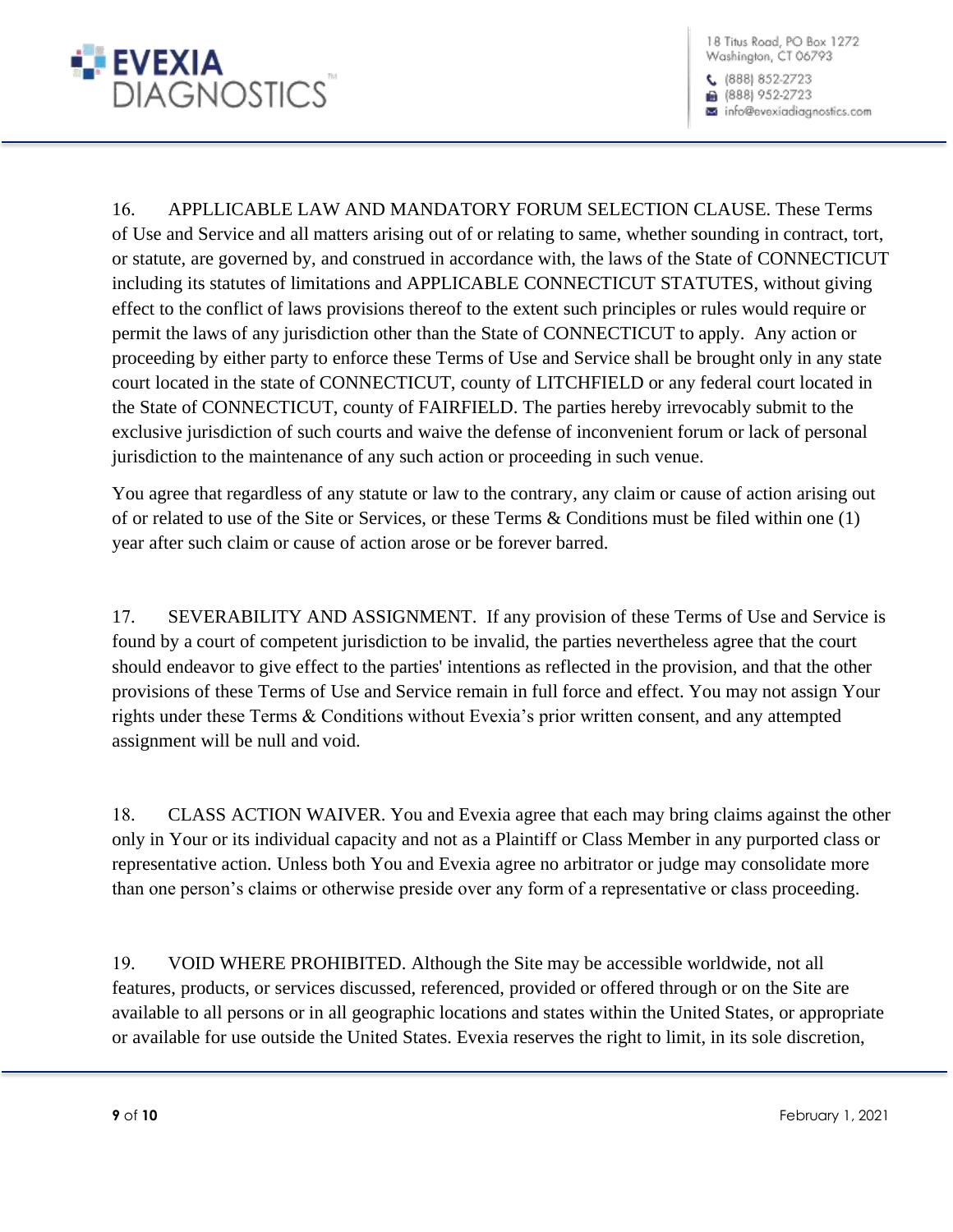16. APPLLICABLE LAW AND MANDATORY FORUM SELECTION CLAUSE. These Terms of Use and Service and all matters arising out of or relating to same, whether sounding in contract, tort, or statute, are governed by, and construed in accordance with, the laws of the State of CONNECTICUT including its statutes of limitations and APPLICABLE CONNECTICUT STATUTES, without giving effect to the conflict of laws provisions thereof to the extent such principles or rules would require or permit the laws of any jurisdiction other than the State of CONNECTICUT to apply. Any action or proceeding by either party to enforce these Terms of Use and Service shall be brought only in any state court located in the state of CONNECTICUT, county of LITCHFIELD or any federal court located in the State of CONNECTICUT, county of FAIRFIELD. The parties hereby irrevocably submit to the exclusive jurisdiction of such courts and waive the defense of inconvenient forum or lack of personal jurisdiction to the maintenance of any such action or proceeding in such venue.

You agree that regardless of any statute or law to the contrary, any claim or cause of action arising out of or related to use of the Site or Services, or these Terms & Conditions must be filed within one (1) year after such claim or cause of action arose or be forever barred.

17. SEVERABILITY AND ASSIGNMENT. If any provision of these Terms of Use and Service is found by a court of competent jurisdiction to be invalid, the parties nevertheless agree that the court should endeavor to give effect to the parties' intentions as reflected in the provision, and that the other provisions of these Terms of Use and Service remain in full force and effect. You may not assign Your rights under these Terms & Conditions without Evexia's prior written consent, and any attempted assignment will be null and void.

18. CLASS ACTION WAIVER. You and Evexia agree that each may bring claims against the other only in Your or its individual capacity and not as a Plaintiff or Class Member in any purported class or representative action. Unless both You and Evexia agree no arbitrator or judge may consolidate more than one person's claims or otherwise preside over any form of a representative or class proceeding.

19. VOID WHERE PROHIBITED. Although the Site may be accessible worldwide, not all features, products, or services discussed, referenced, provided or offered through or on the Site are available to all persons or in all geographic locations and states within the United States, or appropriate or available for use outside the United States. Evexia reserves the right to limit, in its sole discretion,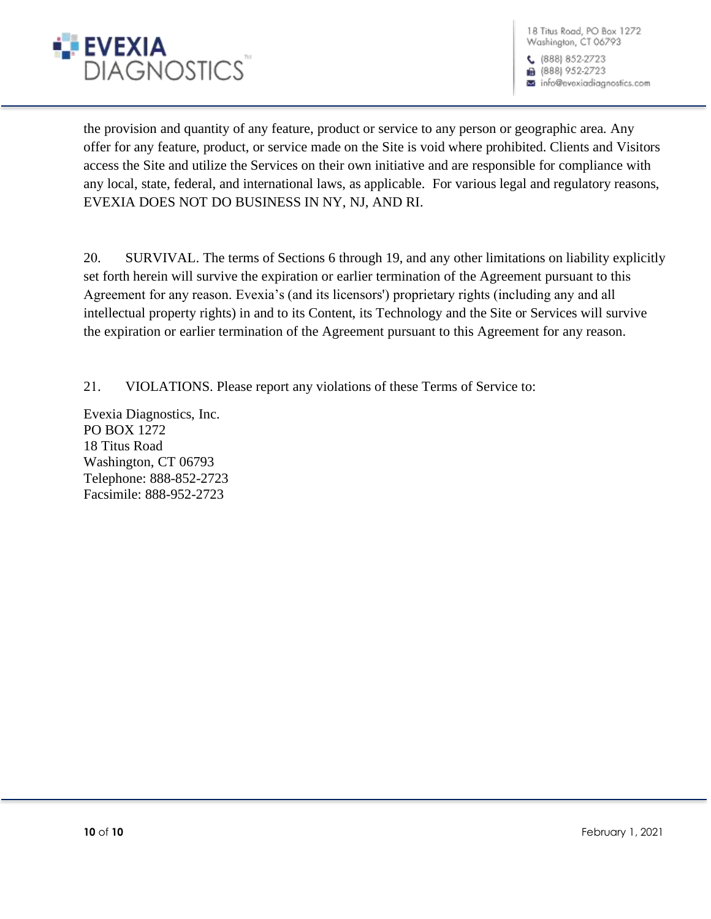the provision and quantity of any feature, product or service to any person or geographic area. Any offer for any feature, product, or service made on the Site is void where prohibited. Clients and Visitors access the Site and utilize the Services on their own initiative and are responsible for compliance with any local, state, federal, and international laws, as applicable. For various legal and regulatory reasons, EVEXIA DOES NOT DO BUSINESS IN NY, NJ, AND RI.

20. SURVIVAL. The terms of Sections 6 through 19, and any other limitations on liability explicitly set forth herein will survive the expiration or earlier termination of the Agreement pursuant to this Agreement for any reason. Evexia's (and its licensors') proprietary rights (including any and all intellectual property rights) in and to its Content, its Technology and the Site or Services will survive the expiration or earlier termination of the Agreement pursuant to this Agreement for any reason.

21. VIOLATIONS. Please report any violations of these Terms of Service to:

Evexia Diagnostics, Inc.
PO BOX 1272
18 Titus Road
Washington, CT 06793
Telephone: 888-852-2723
Facsimile: 888-952-2723